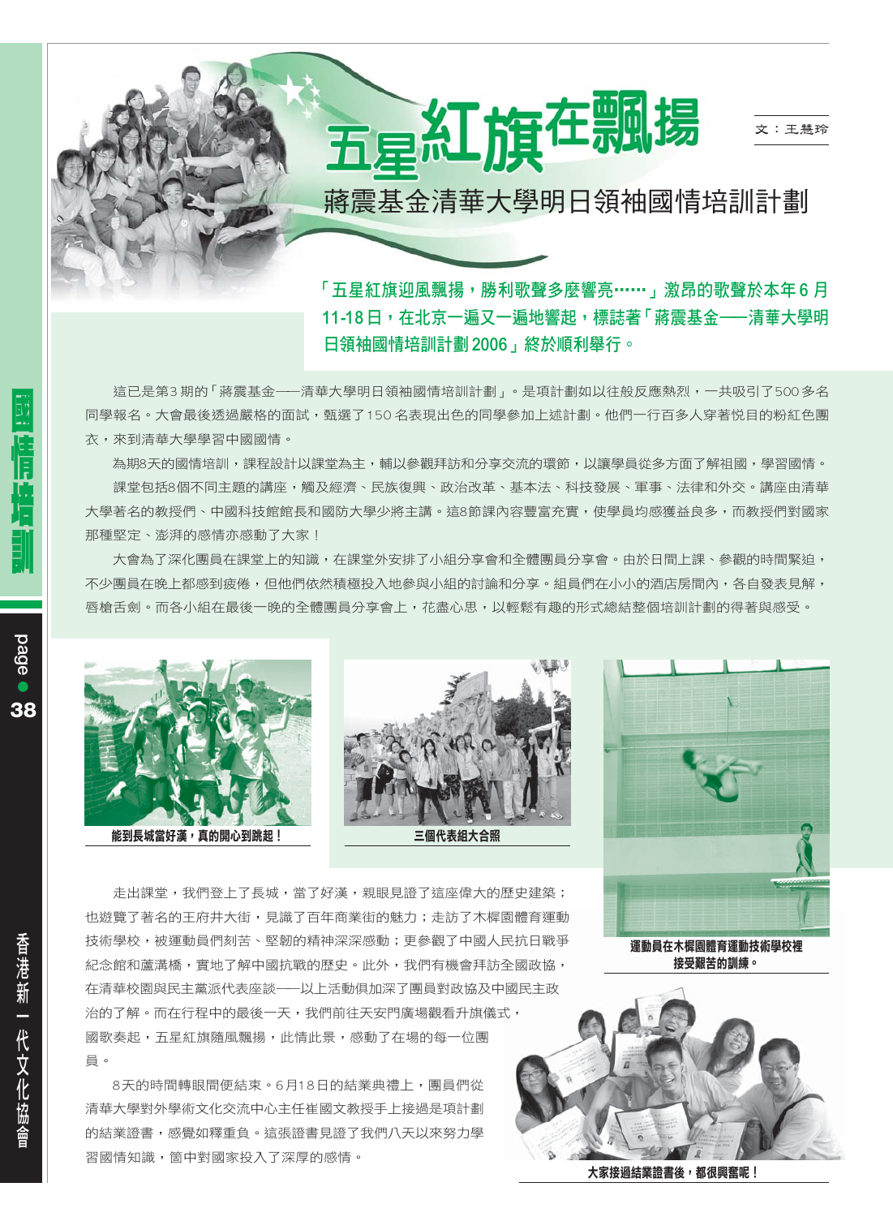# 五星紅旗在飄揚

## 蔣震基金清華大學明日領袖國情培訓計劃

文：王慧玲

**「五星紅旗迎風飄揚，勝利歌聲多麼響亮……」激昂的歌聲於本年6月11-18日，在北京一遍又一遍地響起，標誌著「蔣震基金——清華大學明日領袖國情培訓計劃2006」終於順利舉行。**

這已是第3期的「蔣震基金——清華大學明日領袖國情培訓計劃」。是項計劃如以往般反應熱烈，一共吸引了500多名同學報名。大會最後透過嚴格的面試，甄選了150名表現出色的同學參加上述計劃。他們一行百多人穿著悅目的粉紅色團衣，來到清華大學學習中國國情。

為期8天的國情培訓，課程設計以課堂為主，輔以參觀拜訪和分享交流的環節，以讓學員從多方面了解祖國，學習國情。

課堂包括8個不同主題的講座，觸及經濟、民族復興、政治改革、基本法、科技發展、軍事、法律和外交。講座由清華大學著名的教授們、中國科技館館長和國防大學少將主講。這8節課內容豐富充實，使學員均感獲益良多，而教授們對國家那種堅定、澎湃的感情亦感動了大家！

大會為了深化團員在課堂上的知識，在課堂外安排了小組分享會和全體團員分享會。由於日間上課、參觀的時間緊迫，不少團員在晚上都感到疲倦，但他們依然積極投入地參與小組的討論和分享。組員們在小小的酒店房間內，各自發表見解，唇槍舌劍。而各小組在最後一晚的全體團員分享會上，花盡心思，以輕鬆有趣的形式總結整個培訓計劃的得著與感受。

能到長城當好漢，真的開心到跳起！

三個代表組大合照

運動員在木樨園體育運動技術學校裡接受艱苦的訓練。

走出課堂，我們登上了長城，當了好漢，親眼見證了這座偉大的歷史建築；也遊覽了著名的王府井大街，見識了百年商業街的魅力；走訪了木樨園體育運動技術學校，被運動員們刻苦、堅韌的精神深深感動；更參觀了中國人民抗日戰爭紀念館和蘆溝橋，實地了解中國抗戰的歷史。此外，我們有機會拜訪全國政協，在清華校園與民主黨派代表座談——以上活動俱加深了團員對政協及中國民主政治的了解。而在行程中的最後一天，我們前往天安門廣場觀看升旗儀式，國歌奏起，五星紅旗隨風飄揚，此情此景，感動了在場的每一位團員。

8天的時間轉眼間便結束。6月18日的結業典禮上，團員們從清華大學對外學術文化交流中心主任崔國文教授手上接過是項計劃的結業證書，感覺如釋重負。這張證書見證了我們八天以來努力學習國情知識，箇中對國家投入了深厚的感情。

大家接過結業證書後，都很興奮呢！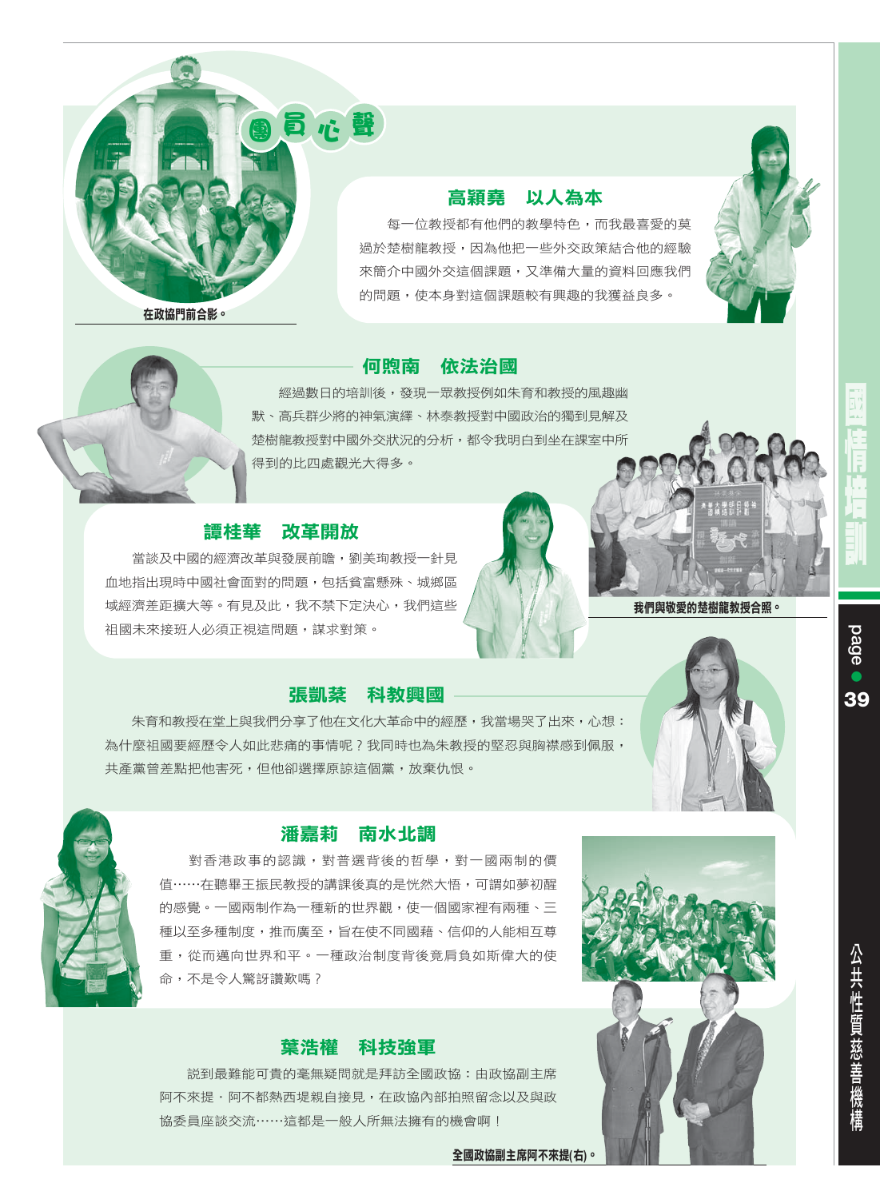# 團員心聲

在政協門前合影。

## 高穎堯　以人為本

每一位教授都有他們的教學特色，而我最喜愛的莫過於楚樹龍教授，因為他把一些外交政策結合他的經驗來簡介中國外交這個課題，又準備大量的資料回應我們的問題，使本身對這個課題較有興趣的我獲益良多。

## 何煦南　依法治國

經過數日的培訓後，發現一眾教授例如朱育和教授的風趣幽默、高兵群少將的神氣演繹、林泰教授對中國政治的獨到見解及楚樹龍教授對中國外交狀況的分析，都令我明白到坐在課室中所得到的比四處觀光大得多。

## 譚桂華　改革開放

當談及中國的經濟改革與發展前瞻，劉美珣教授一針見血地指出現時中國社會面對的問題，包括貧富懸殊、城鄉區域經濟差距擴大等。有見及此，我不禁下定決心，我們這些祖國未來接班人必須正視這問題，謀求對策。

我們與敬愛的楚樹龍教授合照。

## 張凱棻　科教興國

朱育和教授在堂上與我們分享了他在文化大革命中的經歷，我當場哭了出來，心想：為什麼祖國要經歷令人如此悲痛的事情呢？我同時也為朱教授的堅忍與胸襟感到佩服，共產黨曾差點把他害死，但他卻選擇原諒這個黨，放棄仇恨。

## 潘嘉莉　南水北調

對香港政事的認識，對普選背後的哲學，對一國兩制的價值……在聽畢王振民教授的講課後真的是恍然大悟，可謂如夢初醒的感覺。一國兩制作為一種新的世界觀，使一個國家裡有兩種、三種以至多種制度，推而廣至，旨在使不同國籍、信仰的人能相互尊重，從而邁向世界和平。一種政治制度背後竟肩負如斯偉大的使命，不是令人驚訝讚歎嗎？

## 葉浩權　科技強軍

說到最難能可貴的毫無疑問就是拜訪全國政協：由政協副主席阿不來提．阿不都熱西提親自接見，在政協內部拍照留念以及與政協委員座談交流……這都是一般人所無法擁有的機會啊！

全國政協副主席阿不來提(右)。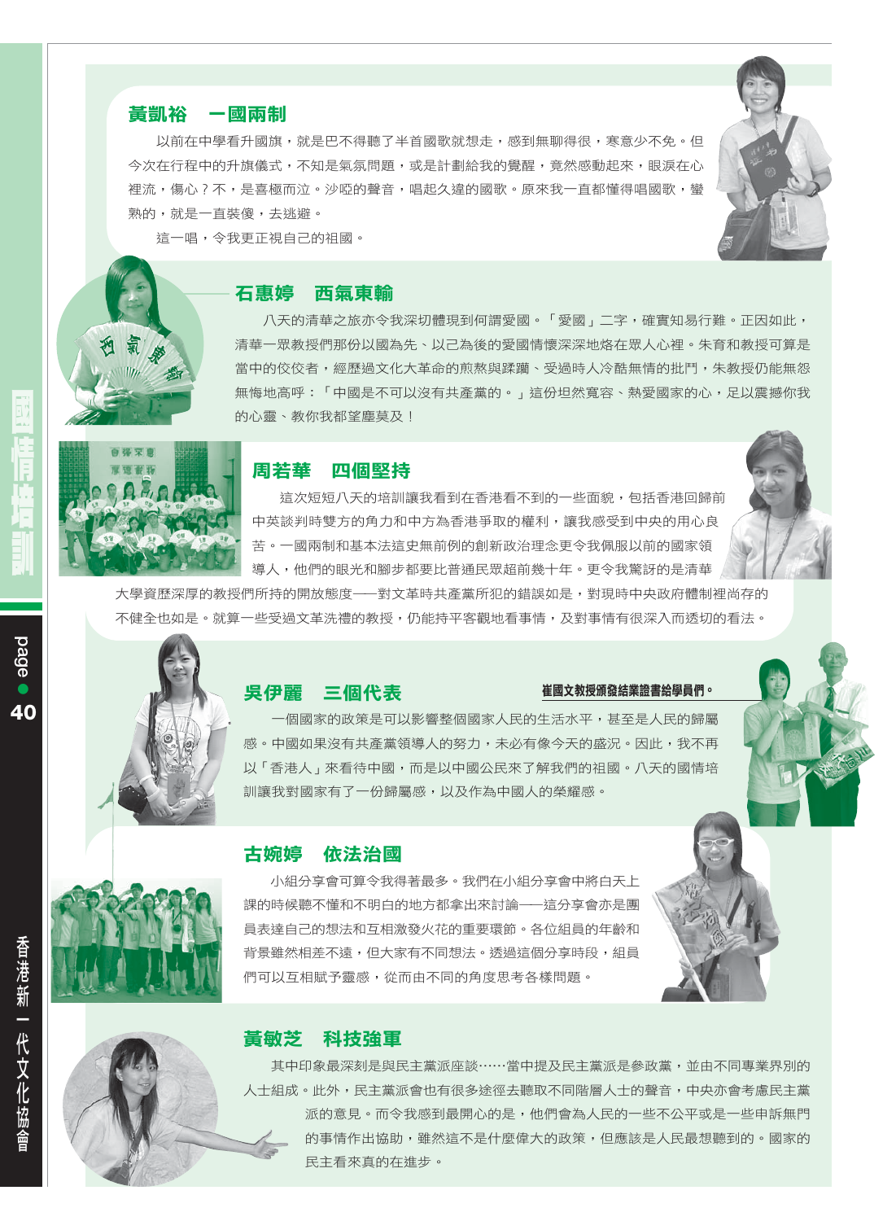## 黃凱裕　一國兩制

以前在中學看升國旗，就是巴不得聽了半首國歌就想走，感到無聊得很，寒意少不免。但今次在行程中的升旗儀式，不知是氣氛問題，或是計劃給我的覺醒，竟然感動起來，眼淚在心裡流，傷心？不，是喜極而泣。沙啞的聲音，唱起久違的國歌。原來我一直都懂得唱國歌，蠻熟的，就是一直裝傻，去逃避。

這一唱，令我更正視自己的祖國。

## 石惠婷　西氣東輸

八天的清華之旅亦令我深切體現到何謂愛國。「愛國」二字，確實知易行難。正因如此，清華一眾教授們那份以國為先、以己為後的愛國情懷深深地烙在眾人心裡。朱育和教授可算是當中的佼佼者，經歷過文化大革命的煎熬與蹂躪、受過時人冷酷無情的批鬥，朱教授仍能無怨無悔地高呼：「中國是不可以沒有共產黨的。」這份坦然寬容、熱愛國家的心，足以震撼你我的心靈、教你我都望塵莫及！

## 周若華　四個堅持

這次短短八天的培訓讓我看到在香港看不到的一些面貌，包括香港回歸前中英談判時雙方的角力和中方為香港爭取的權利，讓我感受到中央的用心良苦。一國兩制和基本法這史無前例的創新政治理念更令我佩服以前的國家領導人，他們的眼光和腳步都要比普通民眾超前幾十年。更令我驚訝的是清華大學資歷深厚的教授們所持的開放態度——對文革時共產黨所犯的錯誤如是，對現時中央政府體制裡尚存的不健全也如是。就算一些受過文革洗禮的教授，仍能持平客觀地看事情，及對事情有很深入而透切的看法。

## 吳伊麗　三個代表

崔國文教授頒發結業證書給學員們。

一個國家的政策是可以影響整個國家人民的生活水平，甚至是人民的歸屬感。中國如果沒有共產黨領導人的努力，未必有像今天的盛況。因此，我不再以「香港人」來看待中國，而是以中國公民來了解我們的祖國。八天的國情培訓讓我對國家有了一份歸屬感，以及作為中國人的榮耀感。

## 古婉婷　依法治國

小組分享會可算令我得著最多。我們在小組分享會中將白天上課的時候聽不懂和不明白的地方都拿出來討論——這分享會亦是團員表達自己的想法和互相激發火花的重要環節。各位組員的年齡和背景雖然相差不遠，但大家有不同想法。透過這個分享時段，組員們可以互相賦予靈感，從而由不同的角度思考各樣問題。

## 黃敏芝　科技強軍

其中印象最深刻是與民主黨派座談……當中提及民主黨派是參政黨，並由不同專業界別的人士組成。此外，民主黨派會也有很多途徑去聽取不同階層人士的聲音，中央亦會考慮民主黨派的意見。而令我感到最開心的是，他們會為人民的一些不公平或是一些申訴無門的事情作出協助，雖然這不是什麼偉大的政策，但應該是人民最想聽到的。國家的民主看來真的在進步。